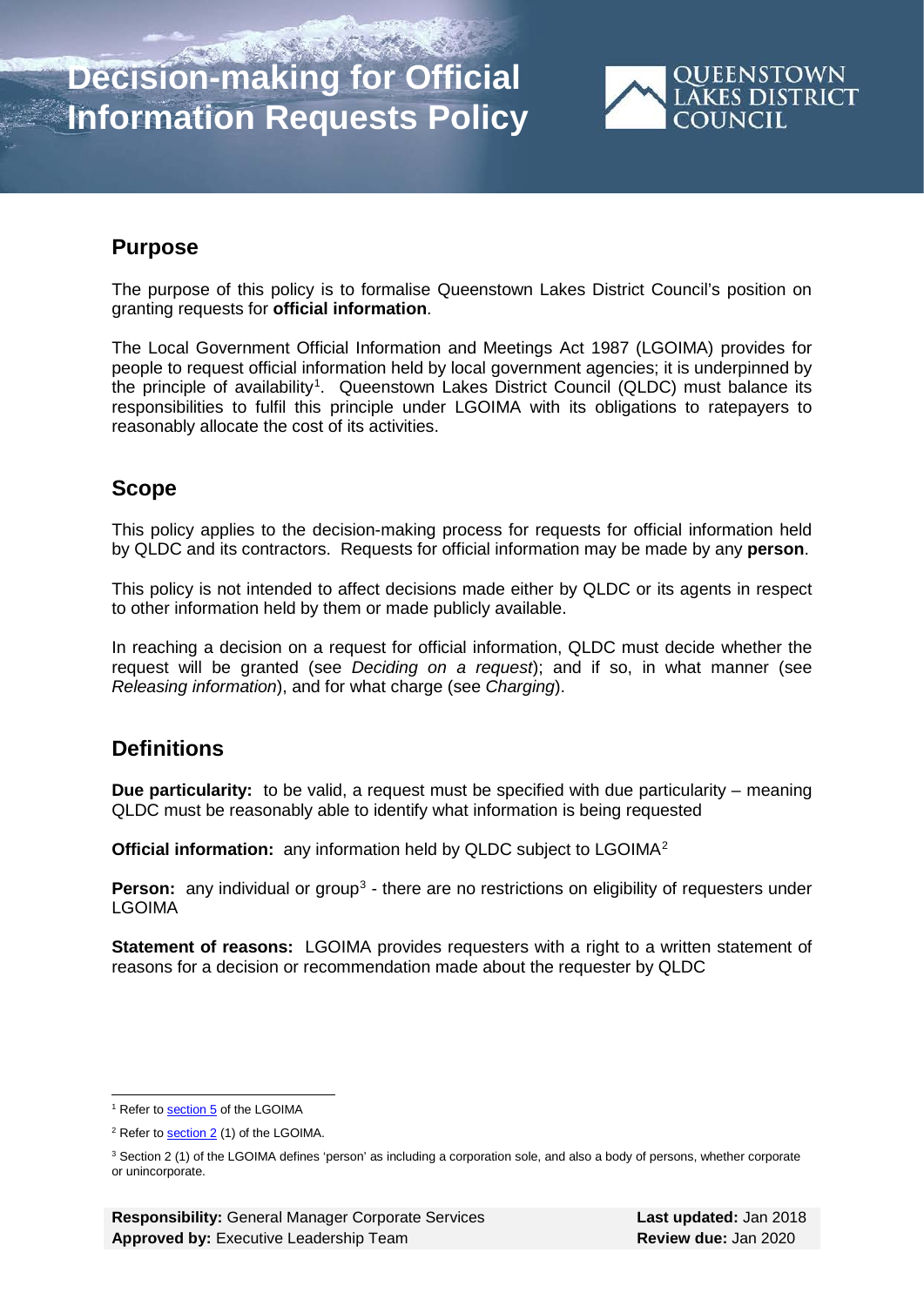# Decision-making for Official Information Requests Policy

QUEENSTOWN LAKES DISTRICT COUNCIL

## Purpose

The purpose of this policy is to formalise Queenstown Lakes District Council's position on granting requests for **official information**.

The Local Government Official Information and Meetings Act 1987 (LGOIMA) provides for people to request official information held by local government agencies; it is underpinned by the principle of availability[1]. Queenstown Lakes District Council (QLDC) must balance its responsibilities to fulfil this principle under LGOIMA with its obligations to ratepayers to reasonably allocate the cost of its activities.

## Scope

This policy applies to the decision-making process for requests for official information held by QLDC and its contractors. Requests for official information may be made by any **person**.

This policy is not intended to affect decisions made either by QLDC or its agents in respect to other information held by them or made publicly available.

In reaching a decision on a request for official information, QLDC must decide whether the request will be granted (see *Deciding on a request*); and if so, in what manner (see *Releasing information*), and for what charge (see *Charging*).

## Definitions

**Due particularity:** to be valid, a request must be specified with due particularity – meaning QLDC must be reasonably able to identify what information is being requested

**Official information:** any information held by QLDC subject to LGOIMA[2]

**Person:** any individual or group[3] - there are no restrictions on eligibility of requesters under LGOIMA

**Statement of reasons:** LGOIMA provides requesters with a right to a written statement of reasons for a decision or recommendation made about the requester by QLDC

---

[1] Refer to section 5 of the LGOIMA

[2] Refer to section 2 (1) of the LGOIMA.

[3] Section 2 (1) of the LGOIMA defines 'person' as including a corporation sole, and also a body of persons, whether corporate or unincorporate.

**Responsibility:** General Manager Corporate Services
**Approved by:** Executive Leadership Team
**Last updated:** Jan 2018
**Review due:** Jan 2020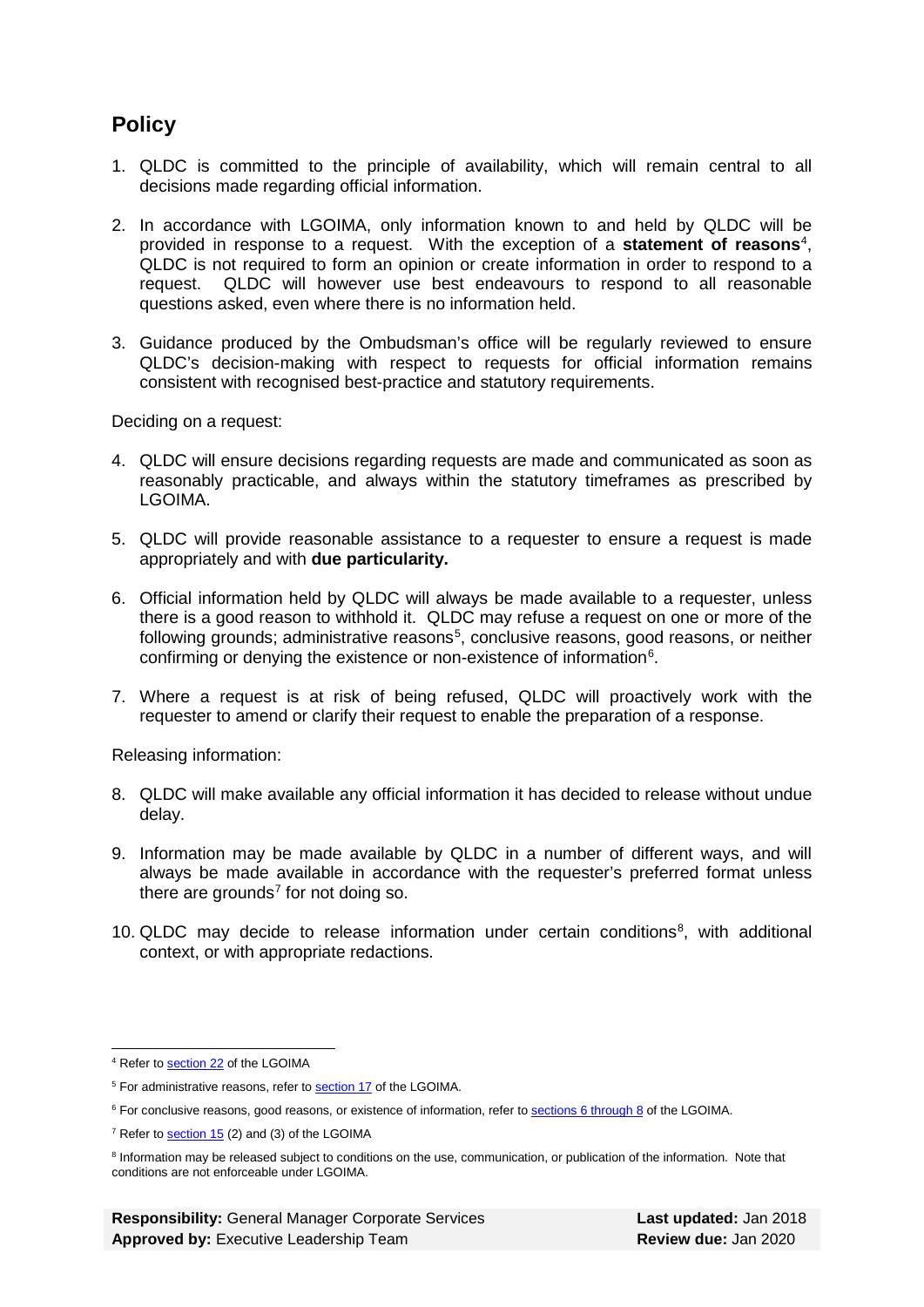## Policy

1. QLDC is committed to the principle of availability, which will remain central to all decisions made regarding official information.

2. In accordance with LGOIMA, only information known to and held by QLDC will be provided in response to a request. With the exception of a **statement of reasons**[4], QLDC is not required to form an opinion or create information in order to respond to a request. QLDC will however use best endeavours to respond to all reasonable questions asked, even where there is no information held.

3. Guidance produced by the Ombudsman's office will be regularly reviewed to ensure QLDC's decision-making with respect to requests for official information remains consistent with recognised best-practice and statutory requirements.

Deciding on a request:

4. QLDC will ensure decisions regarding requests are made and communicated as soon as reasonably practicable, and always within the statutory timeframes as prescribed by LGOIMA.

5. QLDC will provide reasonable assistance to a requester to ensure a request is made appropriately and with **due particularity.**

6. Official information held by QLDC will always be made available to a requester, unless there is a good reason to withhold it. QLDC may refuse a request on one or more of the following grounds; administrative reasons[5], conclusive reasons, good reasons, or neither confirming or denying the existence or non-existence of information[6].

7. Where a request is at risk of being refused, QLDC will proactively work with the requester to amend or clarify their request to enable the preparation of a response.

Releasing information:

8. QLDC will make available any official information it has decided to release without undue delay.

9. Information may be made available by QLDC in a number of different ways, and will always be made available in accordance with the requester's preferred format unless there are grounds[7] for not doing so.

10. QLDC may decide to release information under certain conditions[8], with additional context, or with appropriate redactions.

---

[4] Refer to section 22 of the LGOIMA

[5] For administrative reasons, refer to section 17 of the LGOIMA.

[6] For conclusive reasons, good reasons, or existence of information, refer to sections 6 through 8 of the LGOIMA.

[7] Refer to section 15 (2) and (3) of the LGOIMA

[8] Information may be released subject to conditions on the use, communication, or publication of the information. Note that conditions are not enforceable under LGOIMA.

**Responsibility:** General Manager Corporate Services | **Last updated:** Jan 2018
**Approved by:** Executive Leadership Team | **Review due:** Jan 2020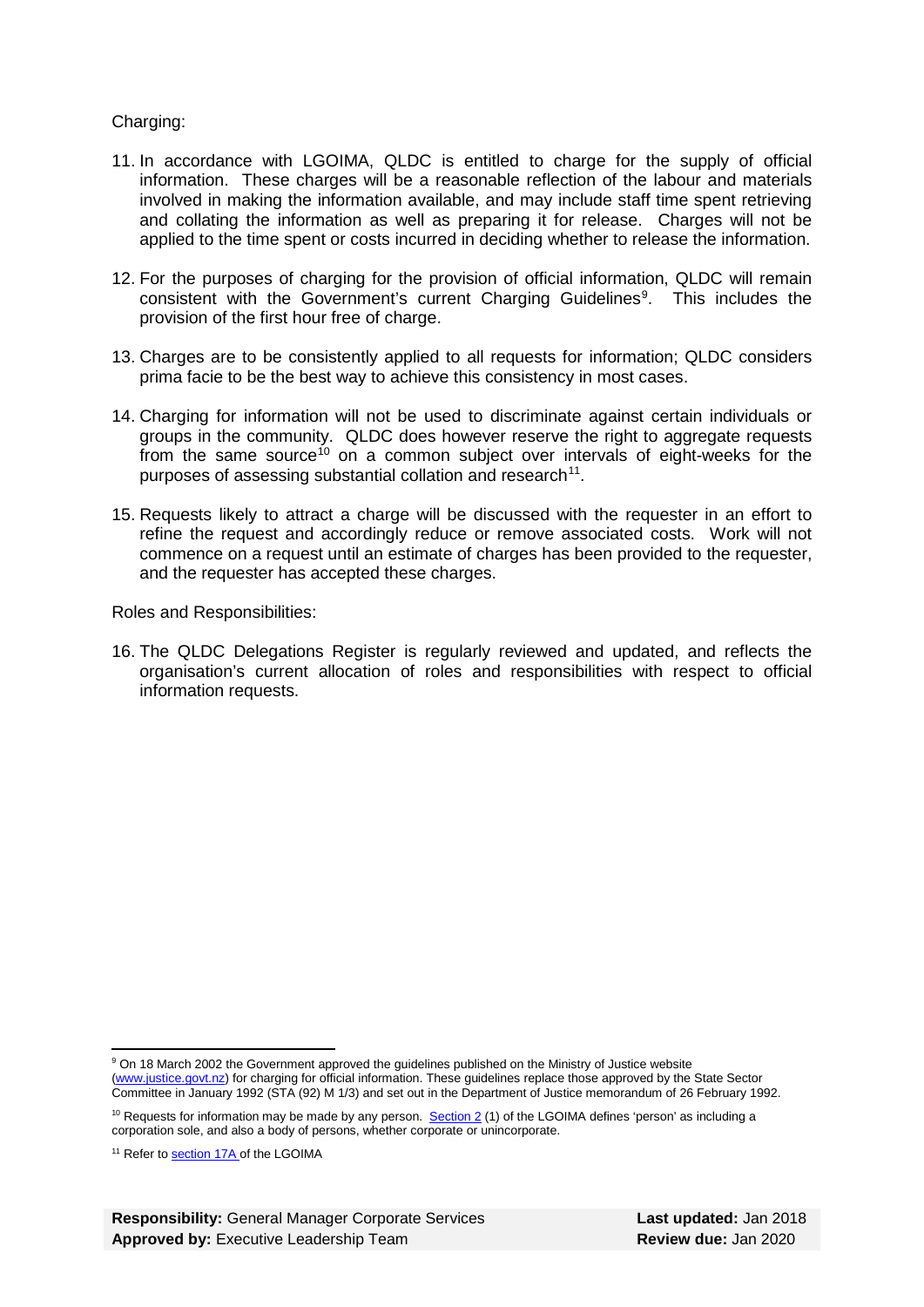Charging:

11. In accordance with LGOIMA, QLDC is entitled to charge for the supply of official information. These charges will be a reasonable reflection of the labour and materials involved in making the information available, and may include staff time spent retrieving and collating the information as well as preparing it for release. Charges will not be applied to the time spent or costs incurred in deciding whether to release the information.

12. For the purposes of charging for the provision of official information, QLDC will remain consistent with the Government's current Charging Guidelines[9]. This includes the provision of the first hour free of charge.

13. Charges are to be consistently applied to all requests for information; QLDC considers prima facie to be the best way to achieve this consistency in most cases.

14. Charging for information will not be used to discriminate against certain individuals or groups in the community. QLDC does however reserve the right to aggregate requests from the same source[10] on a common subject over intervals of eight-weeks for the purposes of assessing substantial collation and research[11].

15. Requests likely to attract a charge will be discussed with the requester in an effort to refine the request and accordingly reduce or remove associated costs. Work will not commence on a request until an estimate of charges has been provided to the requester, and the requester has accepted these charges.

Roles and Responsibilities:

16. The QLDC Delegations Register is regularly reviewed and updated, and reflects the organisation's current allocation of roles and responsibilities with respect to official information requests.

---

[9] On 18 March 2002 the Government approved the guidelines published on the Ministry of Justice website (www.justice.govt.nz) for charging for official information. These guidelines replace those approved by the State Sector Committee in January 1992 (STA (92) M 1/3) and set out in the Department of Justice memorandum of 26 February 1992.

[10] Requests for information may be made by any person. Section 2 (1) of the LGOIMA defines 'person' as including a corporation sole, and also a body of persons, whether corporate or unincorporate.

[11] Refer to section 17A of the LGOIMA

| | |
|---|---|
| **Responsibility:** General Manager Corporate Services | **Last updated:** Jan 2018 |
| **Approved by:** Executive Leadership Team | **Review due:** Jan 2020 |